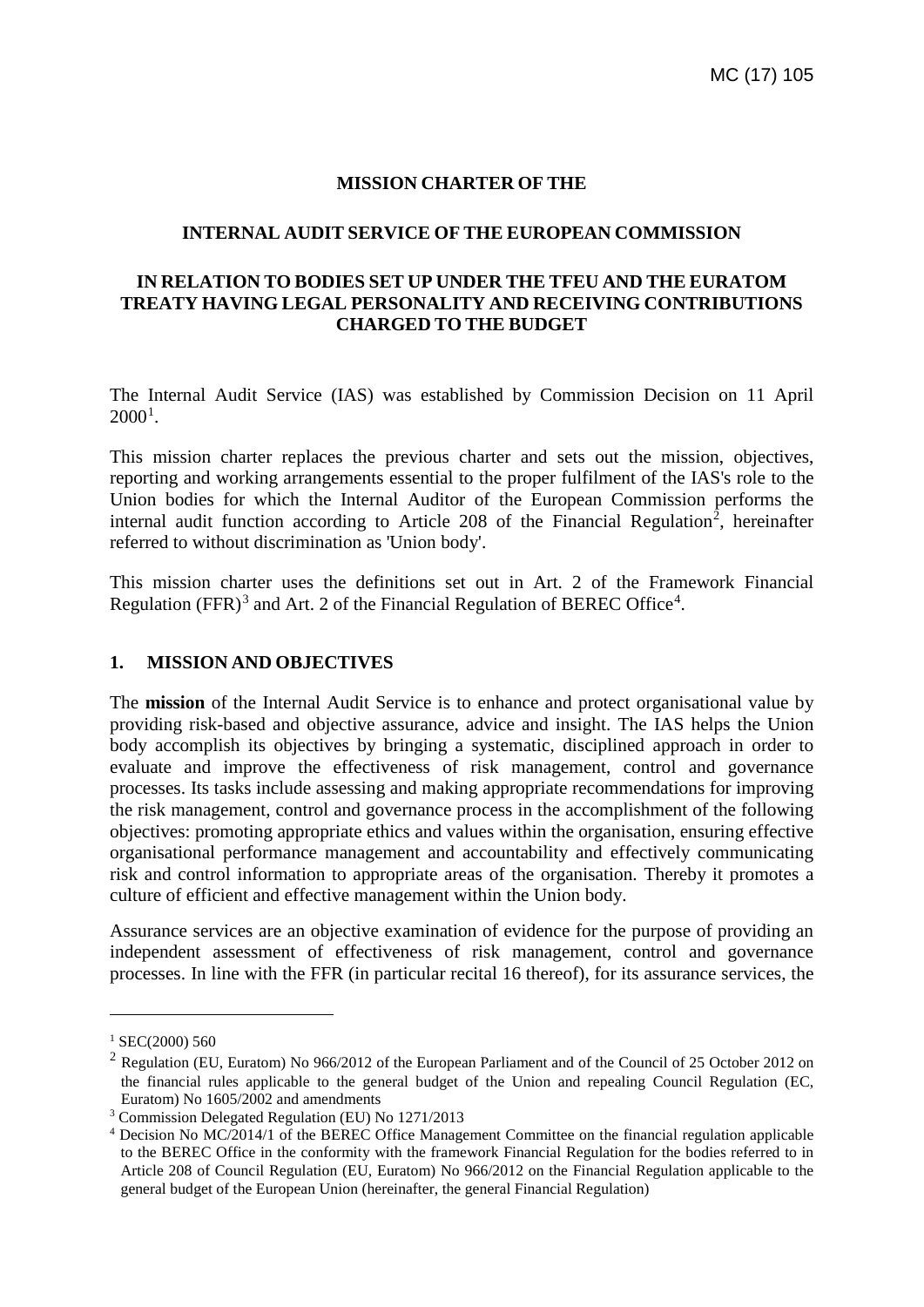MC (17) 105

**MISSION CHARTER OF THE**

**INTERNAL AUDIT SERVICE OF THE EUROPEAN COMMISSION**

**IN RELATION TO BODIES SET UP UNDER THE TFEU AND THE EURATOM TREATY HAVING LEGAL PERSONALITY AND RECEIVING CONTRIBUTIONS CHARGED TO THE BUDGET**

The Internal Audit Service (IAS) was established by Commission Decision on 11 April 2000[1].

This mission charter replaces the previous charter and sets out the mission, objectives, reporting and working arrangements essential to the proper fulfilment of the IAS's role to the Union bodies for which the Internal Auditor of the European Commission performs the internal audit function according to Article 208 of the Financial Regulation[2], hereinafter referred to without discrimination as 'Union body'.

This mission charter uses the definitions set out in Art. 2 of the Framework Financial Regulation (FFR)[3] and Art. 2 of the Financial Regulation of BEREC Office[4].

## 1. MISSION AND OBJECTIVES

The **mission** of the Internal Audit Service is to enhance and protect organisational value by providing risk-based and objective assurance, advice and insight. The IAS helps the Union body accomplish its objectives by bringing a systematic, disciplined approach in order to evaluate and improve the effectiveness of risk management, control and governance processes. Its tasks include assessing and making appropriate recommendations for improving the risk management, control and governance process in the accomplishment of the following objectives: promoting appropriate ethics and values within the organisation, ensuring effective organisational performance management and accountability and effectively communicating risk and control information to appropriate areas of the organisation. Thereby it promotes a culture of efficient and effective management within the Union body.

Assurance services are an objective examination of evidence for the purpose of providing an independent assessment of effectiveness of risk management, control and governance processes. In line with the FFR (in particular recital 16 thereof), for its assurance services, the

---

[1] SEC(2000) 560

[2] Regulation (EU, Euratom) No 966/2012 of the European Parliament and of the Council of 25 October 2012 on the financial rules applicable to the general budget of the Union and repealing Council Regulation (EC, Euratom) No 1605/2002 and amendments

[3] Commission Delegated Regulation (EU) No 1271/2013

[4] Decision No MC/2014/1 of the BEREC Office Management Committee on the financial regulation applicable to the BEREC Office in the conformity with the framework Financial Regulation for the bodies referred to in Article 208 of Council Regulation (EU, Euratom) No 966/2012 on the Financial Regulation applicable to the general budget of the European Union (hereinafter, the general Financial Regulation)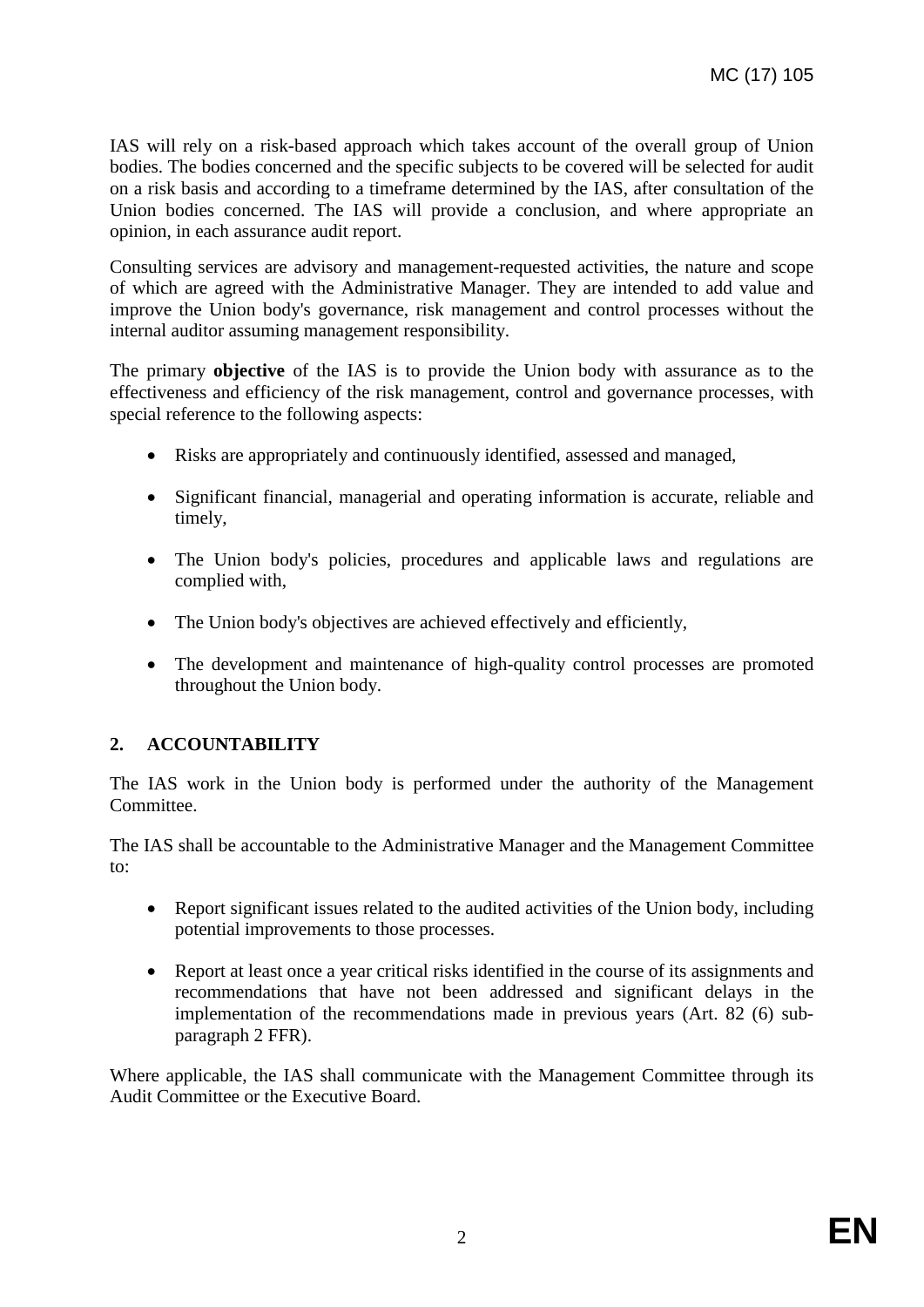IAS will rely on a risk-based approach which takes account of the overall group of Union bodies. The bodies concerned and the specific subjects to be covered will be selected for audit on a risk basis and according to a timeframe determined by the IAS, after consultation of the Union bodies concerned. The IAS will provide a conclusion, and where appropriate an opinion, in each assurance audit report.

Consulting services are advisory and management-requested activities, the nature and scope of which are agreed with the Administrative Manager. They are intended to add value and improve the Union body's governance, risk management and control processes without the internal auditor assuming management responsibility.

The primary **objective** of the IAS is to provide the Union body with assurance as to the effectiveness and efficiency of the risk management, control and governance processes, with special reference to the following aspects:

- Risks are appropriately and continuously identified, assessed and managed,
- Significant financial, managerial and operating information is accurate, reliable and timely,
- The Union body's policies, procedures and applicable laws and regulations are complied with,
- The Union body's objectives are achieved effectively and efficiently,
- The development and maintenance of high-quality control processes are promoted throughout the Union body.

## 2. ACCOUNTABILITY

The IAS work in the Union body is performed under the authority of the Management Committee.

The IAS shall be accountable to the Administrative Manager and the Management Committee to:

- Report significant issues related to the audited activities of the Union body, including potential improvements to those processes.
- Report at least once a year critical risks identified in the course of its assignments and recommendations that have not been addressed and significant delays in the implementation of the recommendations made in previous years (Art. 82 (6) sub-paragraph 2 FFR).

Where applicable, the IAS shall communicate with the Management Committee through its Audit Committee or the Executive Board.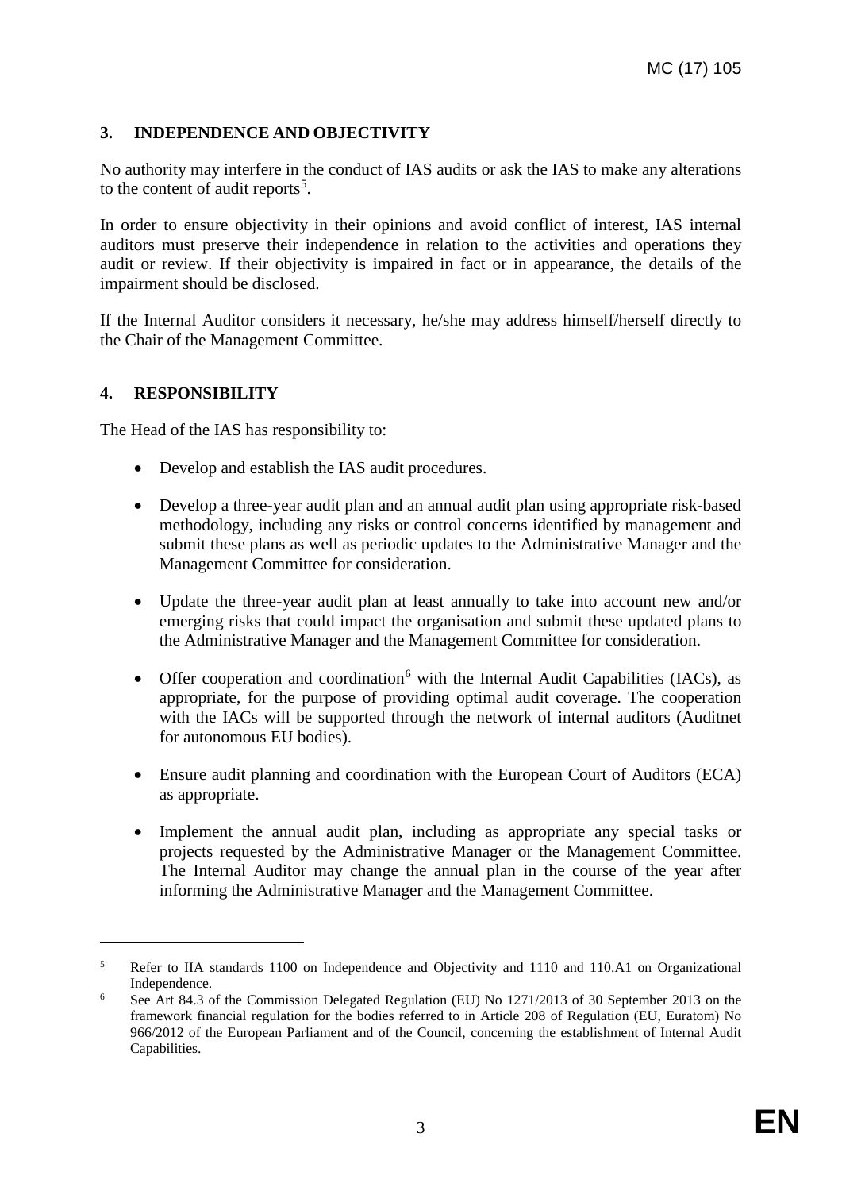## 3. INDEPENDENCE AND OBJECTIVITY

No authority may interfere in the conduct of IAS audits or ask the IAS to make any alterations to the content of audit reports[5].

In order to ensure objectivity in their opinions and avoid conflict of interest, IAS internal auditors must preserve their independence in relation to the activities and operations they audit or review. If their objectivity is impaired in fact or in appearance, the details of the impairment should be disclosed.

If the Internal Auditor considers it necessary, he/she may address himself/herself directly to the Chair of the Management Committee.

## 4. RESPONSIBILITY

The Head of the IAS has responsibility to:

- Develop and establish the IAS audit procedures.
- Develop a three-year audit plan and an annual audit plan using appropriate risk-based methodology, including any risks or control concerns identified by management and submit these plans as well as periodic updates to the Administrative Manager and the Management Committee for consideration.
- Update the three-year audit plan at least annually to take into account new and/or emerging risks that could impact the organisation and submit these updated plans to the Administrative Manager and the Management Committee for consideration.
- Offer cooperation and coordination[6] with the Internal Audit Capabilities (IACs), as appropriate, for the purpose of providing optimal audit coverage. The cooperation with the IACs will be supported through the network of internal auditors (Auditnet for autonomous EU bodies).
- Ensure audit planning and coordination with the European Court of Auditors (ECA) as appropriate.
- Implement the annual audit plan, including as appropriate any special tasks or projects requested by the Administrative Manager or the Management Committee. The Internal Auditor may change the annual plan in the course of the year after informing the Administrative Manager and the Management Committee.

---

[5] Refer to IIA standards 1100 on Independence and Objectivity and 1110 and 110.A1 on Organizational Independence.

[6] See Art 84.3 of the Commission Delegated Regulation (EU) No 1271/2013 of 30 September 2013 on the framework financial regulation for the bodies referred to in Article 208 of Regulation (EU, Euratom) No 966/2012 of the European Parliament and of the Council, concerning the establishment of Internal Audit Capabilities.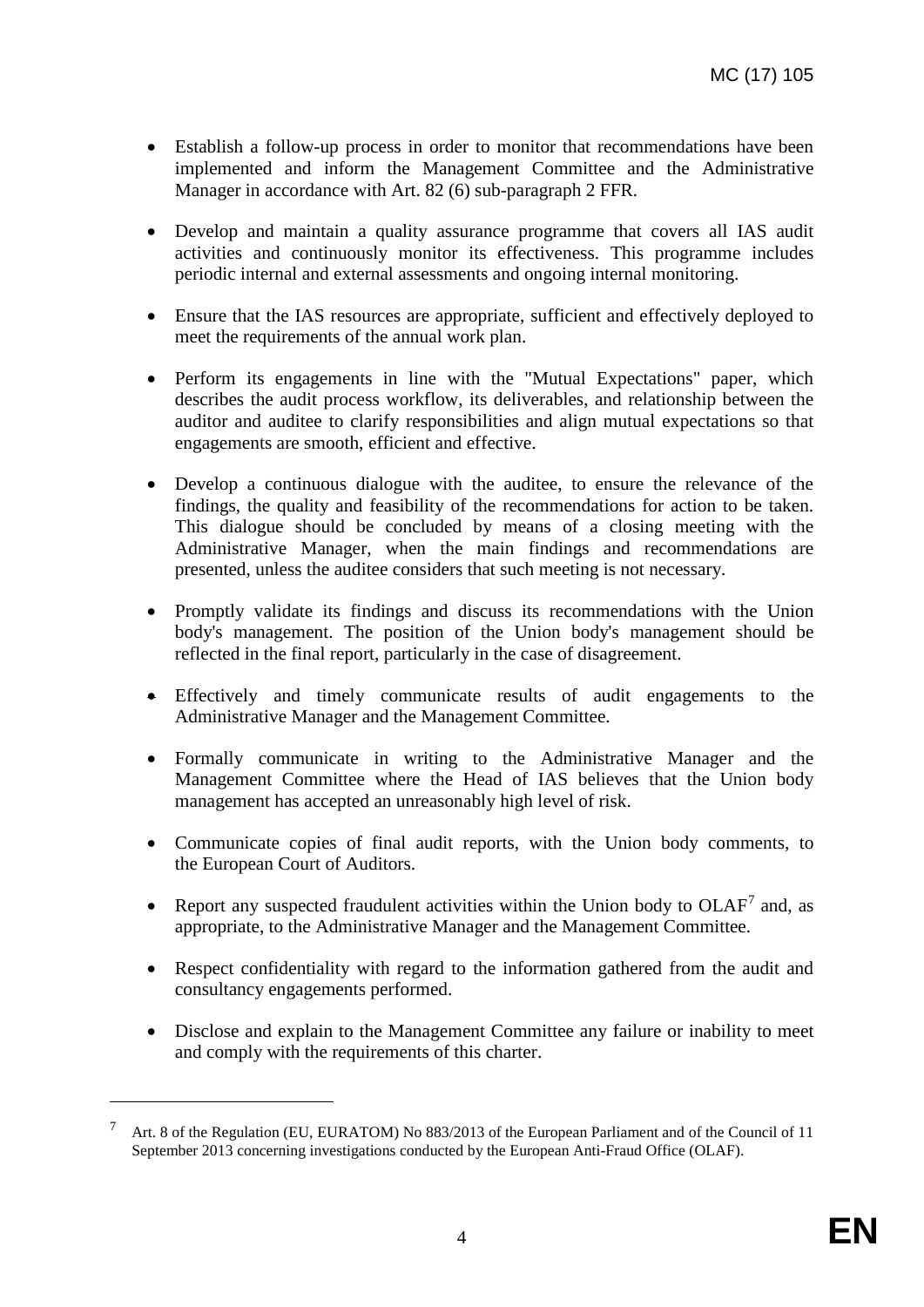- Establish a follow-up process in order to monitor that recommendations have been implemented and inform the Management Committee and the Administrative Manager in accordance with Art. 82 (6) sub-paragraph 2 FFR.

- Develop and maintain a quality assurance programme that covers all IAS audit activities and continuously monitor its effectiveness. This programme includes periodic internal and external assessments and ongoing internal monitoring.

- Ensure that the IAS resources are appropriate, sufficient and effectively deployed to meet the requirements of the annual work plan.

- Perform its engagements in line with the "Mutual Expectations" paper, which describes the audit process workflow, its deliverables, and relationship between the auditor and auditee to clarify responsibilities and align mutual expectations so that engagements are smooth, efficient and effective.

- Develop a continuous dialogue with the auditee, to ensure the relevance of the findings, the quality and feasibility of the recommendations for action to be taken. This dialogue should be concluded by means of a closing meeting with the Administrative Manager, when the main findings and recommendations are presented, unless the auditee considers that such meeting is not necessary.

- Promptly validate its findings and discuss its recommendations with the Union body's management. The position of the Union body's management should be reflected in the final report, particularly in the case of disagreement.

- Effectively and timely communicate results of audit engagements to the Administrative Manager and the Management Committee.

- Formally communicate in writing to the Administrative Manager and the Management Committee where the Head of IAS believes that the Union body management has accepted an unreasonably high level of risk.

- Communicate copies of final audit reports, with the Union body comments, to the European Court of Auditors.

- Report any suspected fraudulent activities within the Union body to OLAF[7] and, as appropriate, to the Administrative Manager and the Management Committee.

- Respect confidentiality with regard to the information gathered from the audit and consultancy engagements performed.

- Disclose and explain to the Management Committee any failure or inability to meet and comply with the requirements of this charter.

---

[7] Art. 8 of the Regulation (EU, EURATOM) No 883/2013 of the European Parliament and of the Council of 11 September 2013 concerning investigations conducted by the European Anti-Fraud Office (OLAF).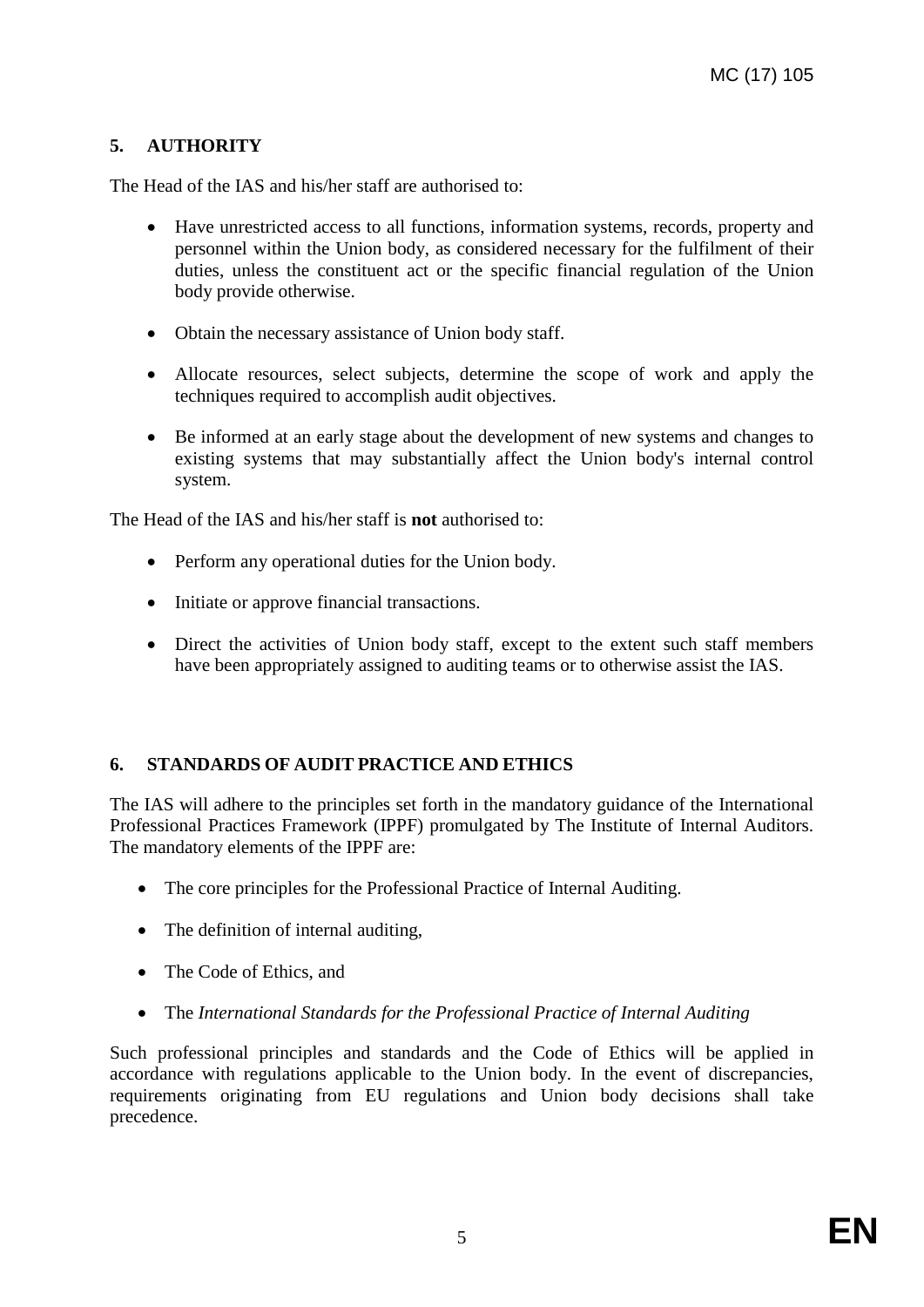## 5. AUTHORITY

The Head of the IAS and his/her staff are authorised to:

- Have unrestricted access to all functions, information systems, records, property and personnel within the Union body, as considered necessary for the fulfilment of their duties, unless the constituent act or the specific financial regulation of the Union body provide otherwise.
- Obtain the necessary assistance of Union body staff.
- Allocate resources, select subjects, determine the scope of work and apply the techniques required to accomplish audit objectives.
- Be informed at an early stage about the development of new systems and changes to existing systems that may substantially affect the Union body's internal control system.

The Head of the IAS and his/her staff is **not** authorised to:

- Perform any operational duties for the Union body.
- Initiate or approve financial transactions.
- Direct the activities of Union body staff, except to the extent such staff members have been appropriately assigned to auditing teams or to otherwise assist the IAS.

## 6. STANDARDS OF AUDIT PRACTICE AND ETHICS

The IAS will adhere to the principles set forth in the mandatory guidance of the International Professional Practices Framework (IPPF) promulgated by The Institute of Internal Auditors. The mandatory elements of the IPPF are:

- The core principles for the Professional Practice of Internal Auditing.
- The definition of internal auditing,
- The Code of Ethics, and
- The *International Standards for the Professional Practice of Internal Auditing*

Such professional principles and standards and the Code of Ethics will be applied in accordance with regulations applicable to the Union body. In the event of discrepancies, requirements originating from EU regulations and Union body decisions shall take precedence.